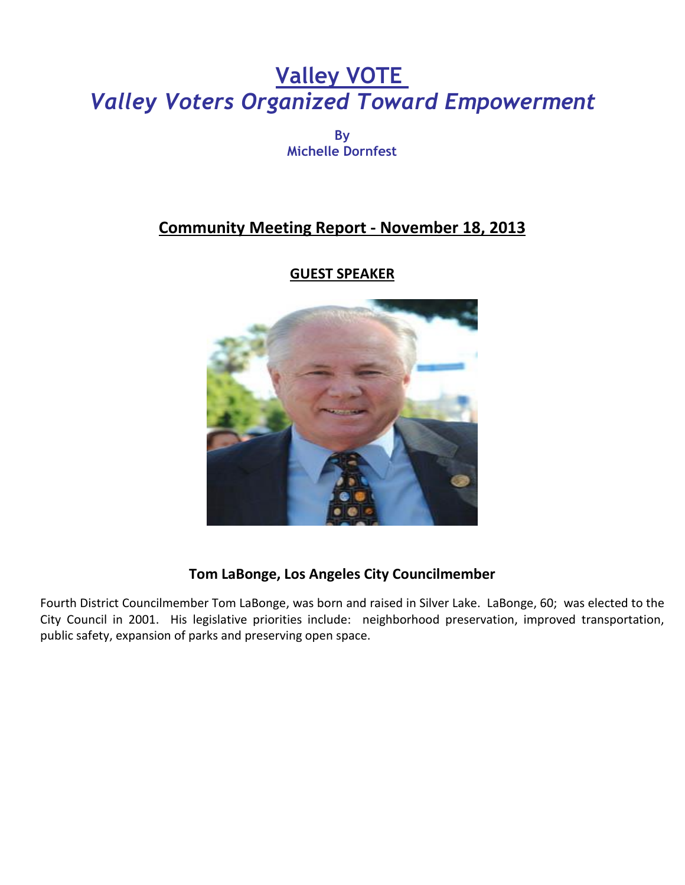# Valley VOTE

## *Valley Voters Organized Toward Empowerment*

**By**
**Michelle Dornfest**

## Community Meeting Report - November 18, 2013

### GUEST SPEAKER

**Tom LaBonge, Los Angeles City Councilmember**

Fourth District Councilmember Tom LaBonge, was born and raised in Silver Lake. LaBonge, 60; was elected to the City Council in 2001. His legislative priorities include: neighborhood preservation, improved transportation, public safety, expansion of parks and preserving open space.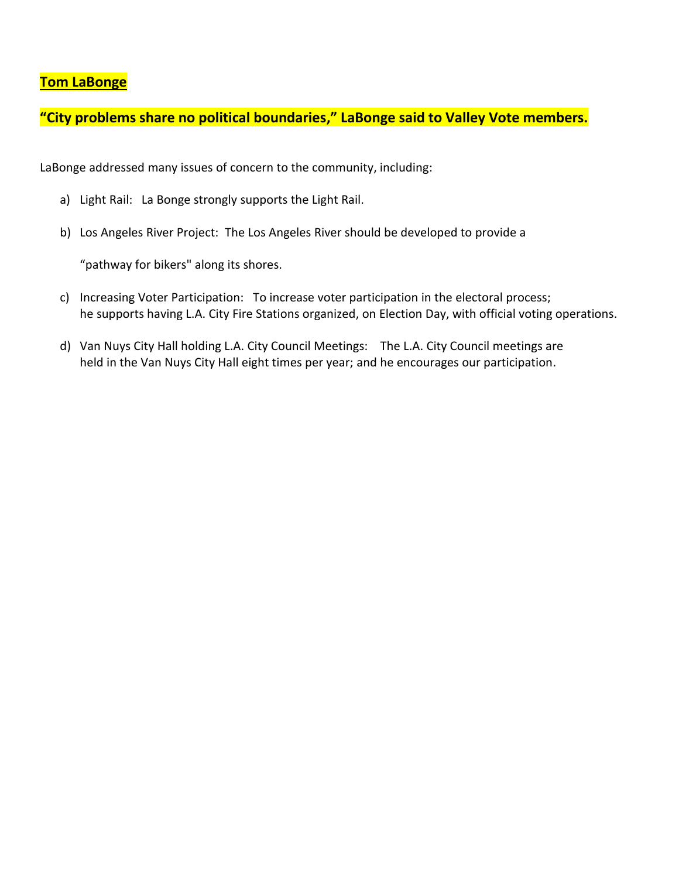**Tom LaBonge**

**"City problems share no political boundaries," LaBonge said to Valley Vote members.**

LaBonge addressed many issues of concern to the community, including:

a) Light Rail: La Bonge strongly supports the Light Rail.

b) Los Angeles River Project: The Los Angeles River should be developed to provide a "pathway for bikers" along its shores.

c) Increasing Voter Participation: To increase voter participation in the electoral process; he supports having L.A. City Fire Stations organized, on Election Day, with official voting operations.

d) Van Nuys City Hall holding L.A. City Council Meetings: The L.A. City Council meetings are held in the Van Nuys City Hall eight times per year; and he encourages our participation.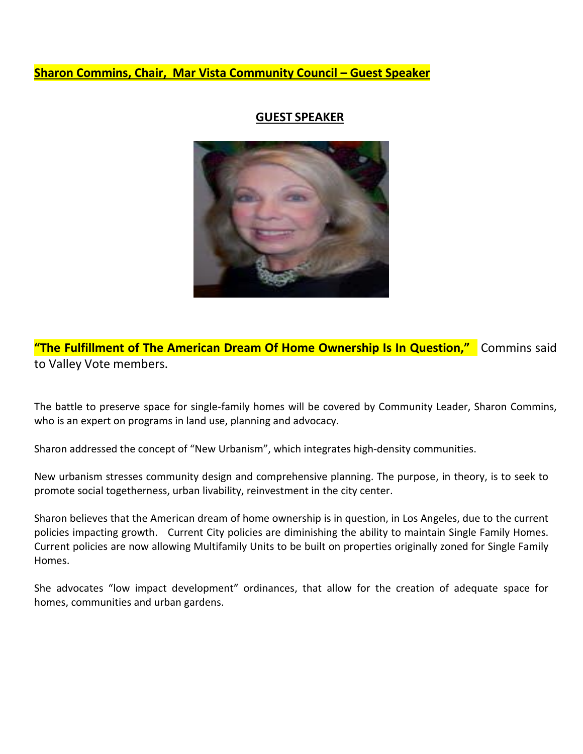**Sharon Commins, Chair, Mar Vista Community Council – Guest Speaker**

## GUEST SPEAKER

**"The Fulfillment of The American Dream Of Home Ownership Is In Question,"** Commins said to Valley Vote members.

The battle to preserve space for single-family homes will be covered by Community Leader, Sharon Commins, who is an expert on programs in land use, planning and advocacy.

Sharon addressed the concept of "New Urbanism", which integrates high-density communities.

New urbanism stresses community design and comprehensive planning. The purpose, in theory, is to seek to promote social togetherness, urban livability, reinvestment in the city center.

Sharon believes that the American dream of home ownership is in question, in Los Angeles, due to the current policies impacting growth. Current City policies are diminishing the ability to maintain Single Family Homes. Current policies are now allowing Multifamily Units to be built on properties originally zoned for Single Family Homes.

She advocates "low impact development" ordinances, that allow for the creation of adequate space for homes, communities and urban gardens.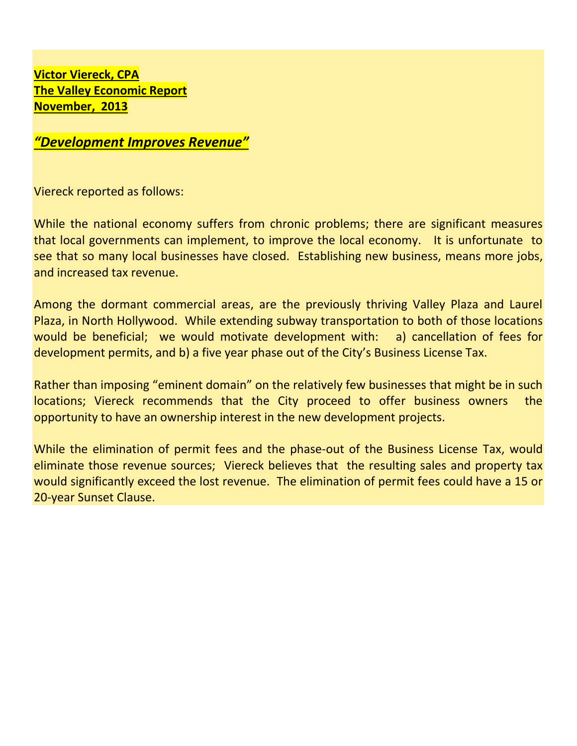**Victor Viereck, CPA**
**The Valley Economic Report**
**November, 2013**

## ***"Development Improves Revenue"***

Viereck reported as follows:

While the national economy suffers from chronic problems; there are significant measures that local governments can implement, to improve the local economy. It is unfortunate to see that so many local businesses have closed. Establishing new business, means more jobs, and increased tax revenue.

Among the dormant commercial areas, are the previously thriving Valley Plaza and Laurel Plaza, in North Hollywood. While extending subway transportation to both of those locations would be beneficial; we would motivate development with: a) cancellation of fees for development permits, and b) a five year phase out of the City's Business License Tax.

Rather than imposing "eminent domain" on the relatively few businesses that might be in such locations; Viereck recommends that the City proceed to offer business owners the opportunity to have an ownership interest in the new development projects.

While the elimination of permit fees and the phase-out of the Business License Tax, would eliminate those revenue sources; Viereck believes that the resulting sales and property tax would significantly exceed the lost revenue. The elimination of permit fees could have a 15 or 20-year Sunset Clause.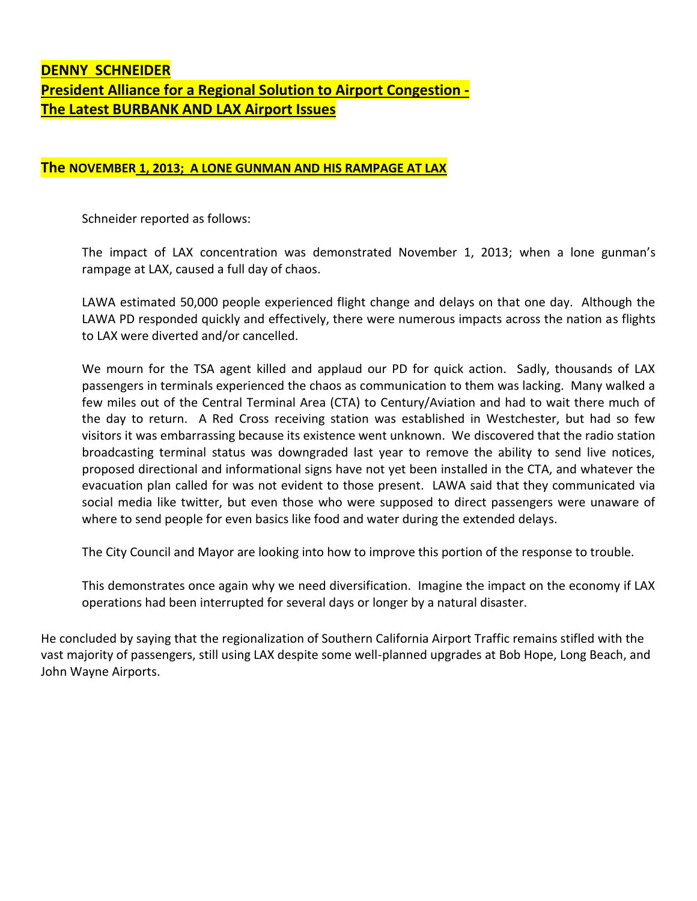**DENNY SCHNEIDER**
**President Alliance for a Regional Solution to Airport Congestion -**
**The Latest BURBANK AND LAX Airport Issues**

## The NOVEMBER 1, 2013; A LONE GUNMAN AND HIS RAMPAGE AT LAX

Schneider reported as follows:

The impact of LAX concentration was demonstrated November 1, 2013; when a lone gunman's rampage at LAX, caused a full day of chaos.

LAWA estimated 50,000 people experienced flight change and delays on that one day. Although the LAWA PD responded quickly and effectively, there were numerous impacts across the nation as flights to LAX were diverted and/or cancelled.

We mourn for the TSA agent killed and applaud our PD for quick action. Sadly, thousands of LAX passengers in terminals experienced the chaos as communication to them was lacking. Many walked a few miles out of the Central Terminal Area (CTA) to Century/Aviation and had to wait there much of the day to return. A Red Cross receiving station was established in Westchester, but had so few visitors it was embarrassing because its existence went unknown. We discovered that the radio station broadcasting terminal status was downgraded last year to remove the ability to send live notices, proposed directional and informational signs have not yet been installed in the CTA, and whatever the evacuation plan called for was not evident to those present. LAWA said that they communicated via social media like twitter, but even those who were supposed to direct passengers were unaware of where to send people for even basics like food and water during the extended delays.

The City Council and Mayor are looking into how to improve this portion of the response to trouble.

This demonstrates once again why we need diversification. Imagine the impact on the economy if LAX operations had been interrupted for several days or longer by a natural disaster.

He concluded by saying that the regionalization of Southern California Airport Traffic remains stifled with the vast majority of passengers, still using LAX despite some well-planned upgrades at Bob Hope, Long Beach, and John Wayne Airports.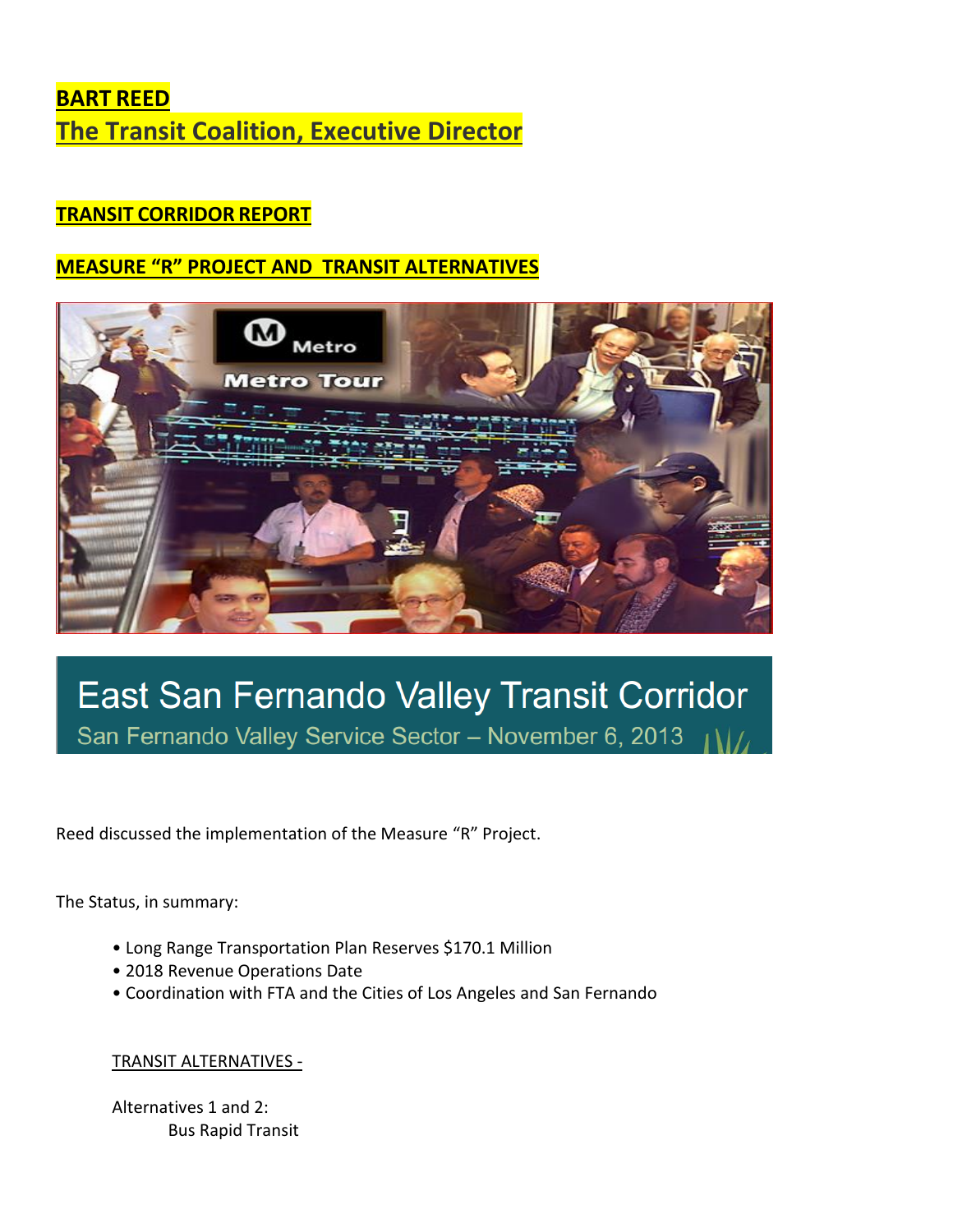**BART REED**

**The Transit Coalition, Executive Director**

**TRANSIT CORRIDOR REPORT**

**MEASURE "R" PROJECT AND TRANSIT ALTERNATIVES**

East San Fernando Valley Transit Corridor

San Fernando Valley Service Sector – November 6, 2013

Reed discussed the implementation of the Measure "R" Project.

The Status, in summary:

- Long Range Transportation Plan Reserves $170.1 Million
- 2018 Revenue Operations Date
- Coordination with FTA and the Cities of Los Angeles and San Fernando

TRANSIT ALTERNATIVES -

Alternatives 1 and 2:

Bus Rapid Transit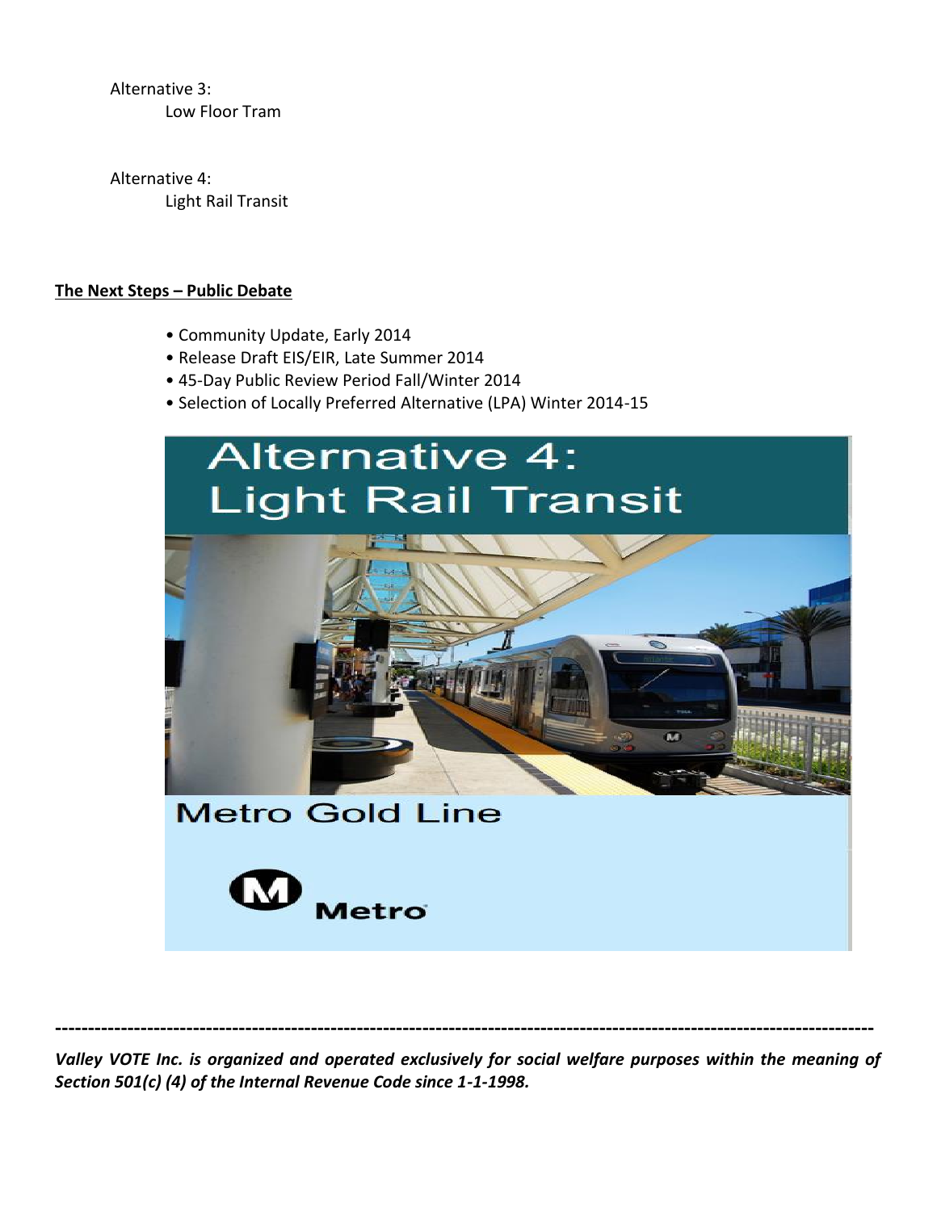Alternative 3:
Low Floor Tram

Alternative 4:
Light Rail Transit

**The Next Steps – Public Debate**

- Community Update, Early 2014
- Release Draft EIS/EIR, Late Summer 2014
- 45-Day Public Review Period Fall/Winter 2014
- Selection of Locally Preferred Alternative (LPA) Winter 2014-15

Alternative 4:
Light Rail Transit

Metro Gold Line

Metro

---

***Valley VOTE Inc. is organized and operated exclusively for social welfare purposes within the meaning of Section 501(c) (4) of the Internal Revenue Code since 1-1-1998.***